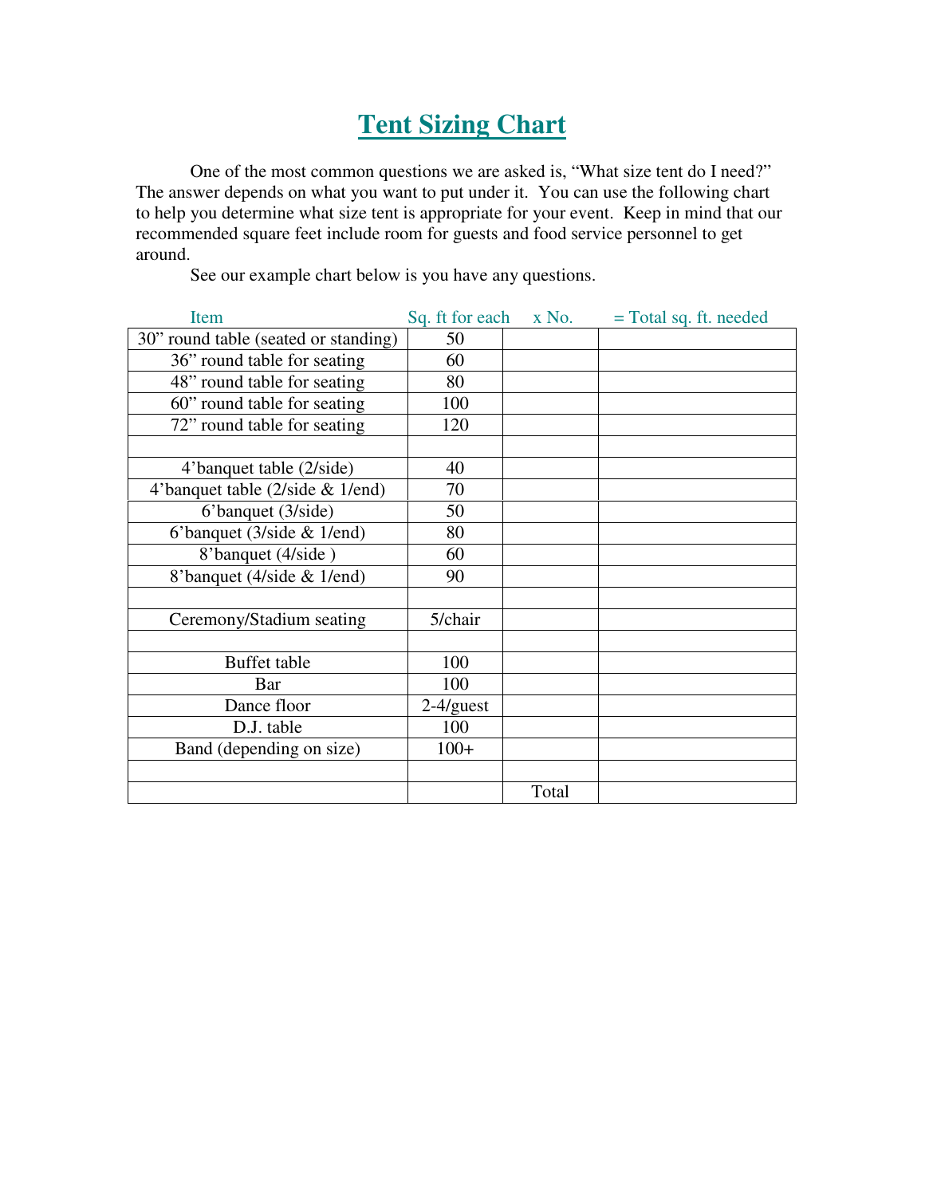# Tent Sizing Chart

One of the most common questions we are asked is, “What size tent do I need?” The answer depends on what you want to put under it. You can use the following chart to help you determine what size tent is appropriate for your event. Keep in mind that our recommended square feet include room for guests and food service personnel to get around.

See our example chart below is you have any questions.

| Item | Sq. ft for each | x No. | = Total sq. ft. needed |
|---|---|---|---|
| 30” round table (seated or standing) | 50 | | |
| 36” round table for seating | 60 | | |
| 48” round table for seating | 80 | | |
| 60” round table for seating | 100 | | |
| 72” round table for seating | 120 | | |
| | | | |
| 4’banquet table (2/side) | 40 | | |
| 4’banquet table (2/side & 1/end) | 70 | | |
| 6’banquet (3/side) | 50 | | |
| 6’banquet (3/side & 1/end) | 80 | | |
| 8’banquet (4/side ) | 60 | | |
| 8’banquet (4/side & 1/end) | 90 | | |
| | | | |
| Ceremony/Stadium seating | 5/chair | | |
| | | | |
| Buffet table | 100 | | |
| Bar | 100 | | |
| Dance floor | 2-4/guest | | |
| D.J. table | 100 | | |
| Band (depending on size) | 100+ | | |
| | | | |
| | | Total | |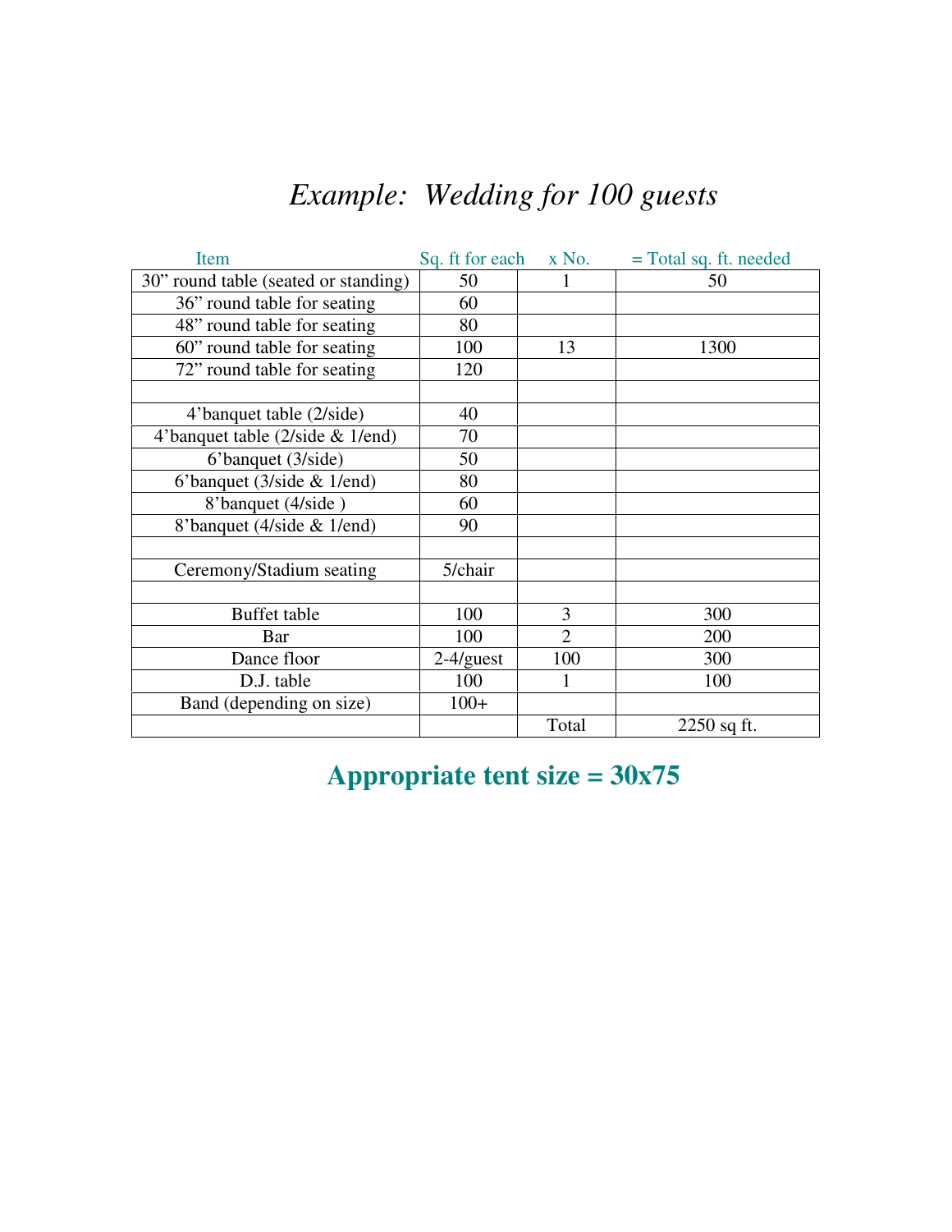# *Example: Wedding for 100 guests*

| Item | Sq. ft for each | x No. | = Total sq. ft. needed |
|---|---|---|---|
| 30" round table (seated or standing) | 50 | 1 | 50 |
| 36" round table for seating | 60 | | |
| 48" round table for seating | 80 | | |
| 60" round table for seating | 100 | 13 | 1300 |
| 72" round table for seating | 120 | | |
| | | | |
| 4'banquet table (2/side) | 40 | | |
| 4'banquet table (2/side & 1/end) | 70 | | |
| 6'banquet (3/side) | 50 | | |
| 6'banquet (3/side & 1/end) | 80 | | |
| 8'banquet (4/side ) | 60 | | |
| 8'banquet (4/side & 1/end) | 90 | | |
| | | | |
| Ceremony/Stadium seating | 5/chair | | |
| | | | |
| Buffet table | 100 | 3 | 300 |
| Bar | 100 | 2 | 200 |
| Dance floor | 2-4/guest | 100 | 300 |
| D.J. table | 100 | 1 | 100 |
| Band (depending on size) | 100+ | | |
| | | Total | 2250 sq ft. |

**Appropriate tent size = 30x75**